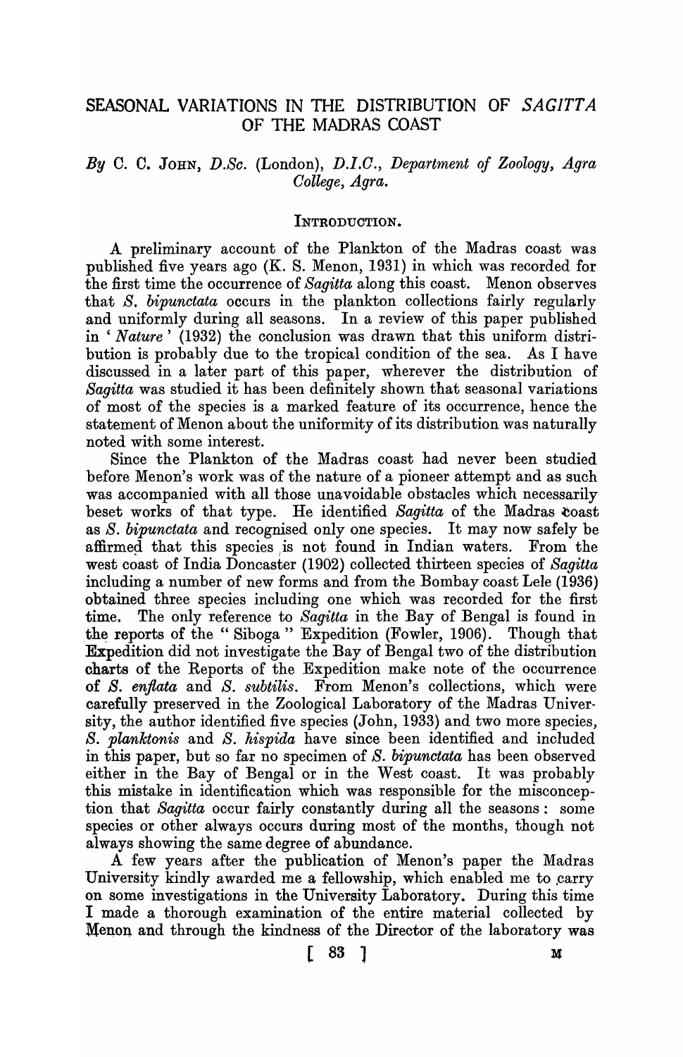# SEASONAL VARIATIONS IN THE DISTRIBUTION OF *SAGITTA* OF THE MADRAS COAST

*By* C. C. JOHN, *D.Sc.* (London), *D.I.C., Department of Zoology, Agra College, Agra.*

## INTRODUCTION.

A preliminary account of the Plankton of the Madras coast was published five years ago (K. S. Menon, 1931) in which was recorded for the first time the occurrence of *Sagitta* along this coast. Menon observes that *S. bipunctata* occurs in the plankton collections fairly regularly and uniformly during all seasons. In a review of this paper published in '*Nature*' (1932) the conclusion was drawn that this uniform distribution is probably due to the tropical condition of the sea. As I have discussed in a later part of this paper, wherever the distribution of *Sagitta* was studied it has been definitely shown that seasonal variations of most of the species is a marked feature of its occurrence, hence the statement of Menon about the uniformity of its distribution was naturally noted with some interest.

Since the Plankton of the Madras coast had never been studied before Menon's work was of the nature of a pioneer attempt and as such was accompanied with all those unavoidable obstacles which necessarily beset works of that type. He identified *Sagitta* of the Madras coast as *S. bipunctata* and recognised only one species. It may now safely be affirmed that this species is not found in Indian waters. From the west coast of India Doncaster (1902) collected thirteen species of *Sagitta* including a number of new forms and from the Bombay coast Lele (1936) obtained three species including one which was recorded for the first time. The only reference to *Sagitta* in the Bay of Bengal is found in the reports of the "Siboga" Expedition (Fowler, 1906). Though that Expedition did not investigate the Bay of Bengal two of the distribution charts of the Reports of the Expedition make note of the occurrence of *S. enflata* and *S. subtilis*. From Menon's collections, which were carefully preserved in the Zoological Laboratory of the Madras University, the author identified five species (John, 1933) and two more species, *S. planktonis* and *S. hispida* have since been identified and included in this paper, but so far no specimen of *S. bipunctata* has been observed either in the Bay of Bengal or in the West coast. It was probably this mistake in identification which was responsible for the misconception that *Sagitta* occur fairly constantly during all the seasons: some species or other always occurs during most of the months, though not always showing the same degree of abundance.

A few years after the publication of Menon's paper the Madras University kindly awarded me a fellowship, which enabled me to carry on some investigations in the University Laboratory. During this time I made a thorough examination of the entire material collected by Menon and through the kindness of the Director of the laboratory was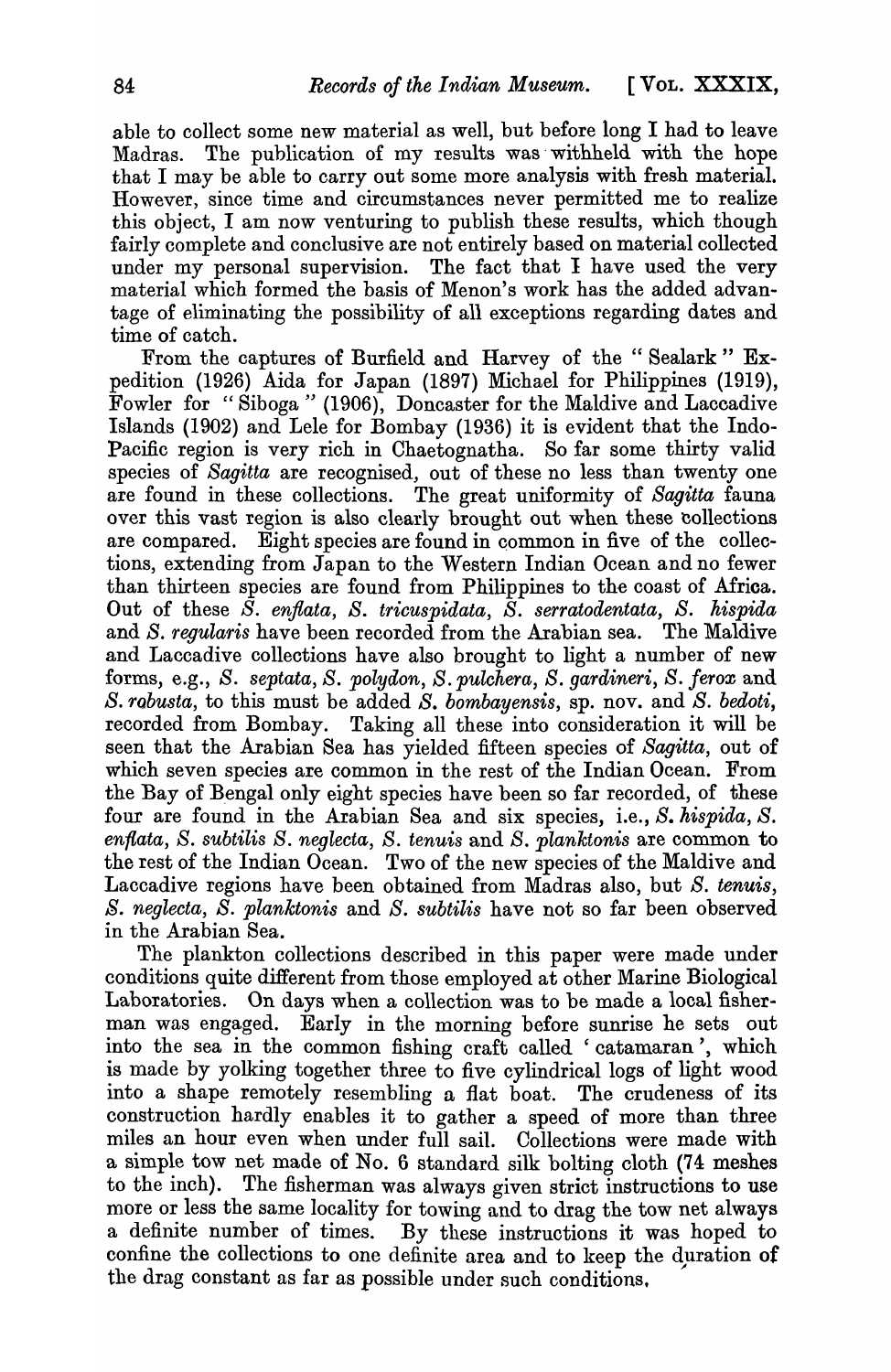able to collect some new material as well, but before long I had to leave Madras. The publication of my results was withheld with the hope that I may be able to carry out some more analysis with fresh material. However, since time and circumstances never permitted me to realize this object, I am now venturing to publish these results, which though fairly complete and conclusive are not entirely based on material collected under my personal supervision. The fact that I have used the very material which formed the basis of Menon's work has the added advantage of eliminating the possibility of all exceptions regarding dates and time of catch.

From the captures of Burfield and Harvey of the "Sealark" Expedition (1926) Aida for Japan (1897) Michael for Philippines (1919), Fowler for "Siboga" (1906), Doncaster for the Maldive and Laccadive Islands (1902) and Lele for Bombay (1936) it is evident that the Indo-Pacific region is very rich in Chaetognatha. So far some thirty valid species of *Sagitta* are recognised, out of these no less than twenty one are found in these collections. The great uniformity of *Sagitta* fauna over this vast region is also clearly brought out when these collections are compared. Eight species are found in common in five of the collections, extending from Japan to the Western Indian Ocean and no fewer than thirteen species are found from Philippines to the coast of Africa. Out of these *S. enflata*, *S. tricuspidata*, *S. serratodentata*, *S. hispida* and *S. regularis* have been recorded from the Arabian sea. The Maldive and Laccadive collections have also brought to light a number of new forms, e.g., *S. septata*, *S. polydon*, *S. pulchera*, *S. gardineri*, *S. ferox* and *S. robusta*, to this must be added *S. bombayensis*, sp. nov. and *S. bedoti*, recorded from Bombay. Taking all these into consideration it will be seen that the Arabian Sea has yielded fifteen species of *Sagitta*, out of which seven species are common in the rest of the Indian Ocean. From the Bay of Bengal only eight species have been so far recorded, of these four are found in the Arabian Sea and six species, i.e., *S. hispida*, *S. enflata*, *S. subtilis* *S. neglecta*, *S. tenuis* and *S. planktonis* are common to the rest of the Indian Ocean. Two of the new species of the Maldive and Laccadive regions have been obtained from Madras also, but *S. tenuis*, *S. neglecta*, *S. planktonis* and *S. subtilis* have not so far been observed in the Arabian Sea.

The plankton collections described in this paper were made under conditions quite different from those employed at other Marine Biological Laboratories. On days when a collection was to be made a local fisherman was engaged. Early in the morning before sunrise he sets out into the sea in the common fishing craft called 'catamaran', which is made by yolking together three to five cylindrical logs of light wood into a shape remotely resembling a flat boat. The crudeness of its construction hardly enables it to gather a speed of more than three miles an hour even when under full sail. Collections were made with a simple tow net made of No. 6 standard silk bolting cloth (74 meshes to the inch). The fisherman was always given strict instructions to use more or less the same locality for towing and to drag the tow net always a definite number of times. By these instructions it was hoped to confine the collections to one definite area and to keep the duration of the drag constant as far as possible under such conditions.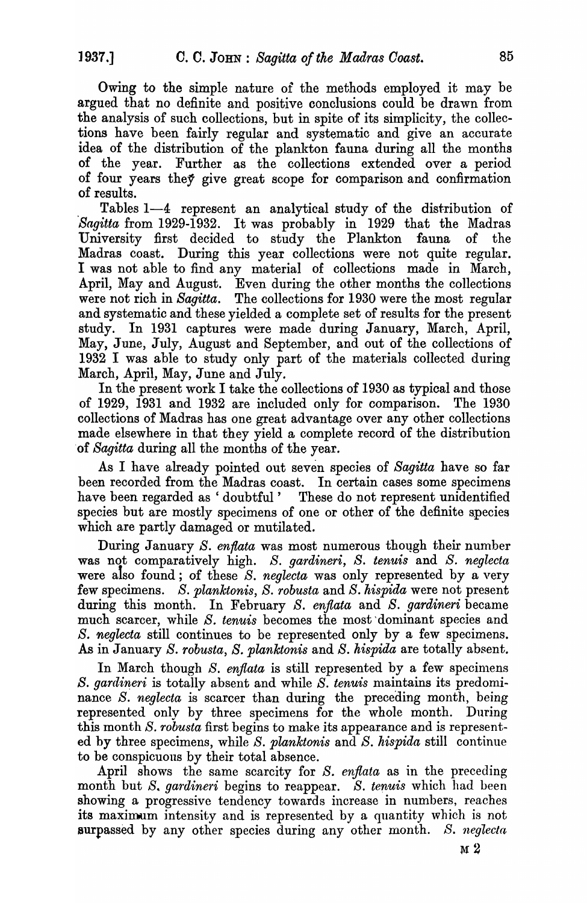Owing to the simple nature of the methods employed it may be argued that no definite and positive conclusions could be drawn from the analysis of such collections, but in spite of its simplicity, the collections have been fairly regular and systematic and give an accurate idea of the distribution of the plankton fauna during all the months of the year. Further as the collections extended over a period of four years they give great scope for comparison and confirmation of results.

Tables 1—4 represent an analytical study of the distribution of *Sagitta* from 1929-1932. It was probably in 1929 that the Madras University first decided to study the Plankton fauna of the Madras coast. During this year collections were not quite regular. I was not able to find any material of collections made in March, April, May and August. Even during the other months the collections were not rich in *Sagitta*. The collections for 1930 were the most regular and systematic and these yielded a complete set of results for the present study. In 1931 captures were made during January, March, April, May, June, July, August and September, and out of the collections of 1932 I was able to study only part of the materials collected during March, April, May, June and July.

In the present work I take the collections of 1930 as typical and those of 1929, 1931 and 1932 are included only for comparison. The 1930 collections of Madras has one great advantage over any other collections made elsewhere in that they yield a complete record of the distribution of *Sagitta* during all the months of the year.

As I have already pointed out seven species of *Sagitta* have so far been recorded from the Madras coast. In certain cases some specimens have been regarded as 'doubtful' These do not represent unidentified species but are mostly specimens of one or other of the definite species which are partly damaged or mutilated.

During January *S. enflata* was most numerous though their number was not comparatively high. *S. gardineri*, *S. tenuis* and *S. neglecta* were also found; of these *S. neglecta* was only represented by a very few specimens. *S. planktonis*, *S. robusta* and *S. hispida* were not present during this month. In February *S. enflata* and *S. gardineri* became much scarcer, while *S. tenuis* becomes the most dominant species and *S. neglecta* still continues to be represented only by a few specimens. As in January *S. robusta*, *S. planktonis* and *S. hispida* are totally absent.

In March though *S. enflata* is still represented by a few specimens *S. gardineri* is totally absent and while *S. tenuis* maintains its predominance *S. neglecta* is scarcer than during the preceding month, being represented only by three specimens for the whole month. During this month *S. robusta* first begins to make its appearance and is represented by three specimens, while *S. planktonis* and *S. hispida* still continue to be conspicuous by their total absence.

April shows the same scarcity for *S. enflata* as in the preceding month but *S. gardineri* begins to reappear. *S. tenuis* which had been showing a progressive tendency towards increase in numbers, reaches its maximum intensity and is represented by a quantity which is not surpassed by any other species during any other month. *S. neglecta*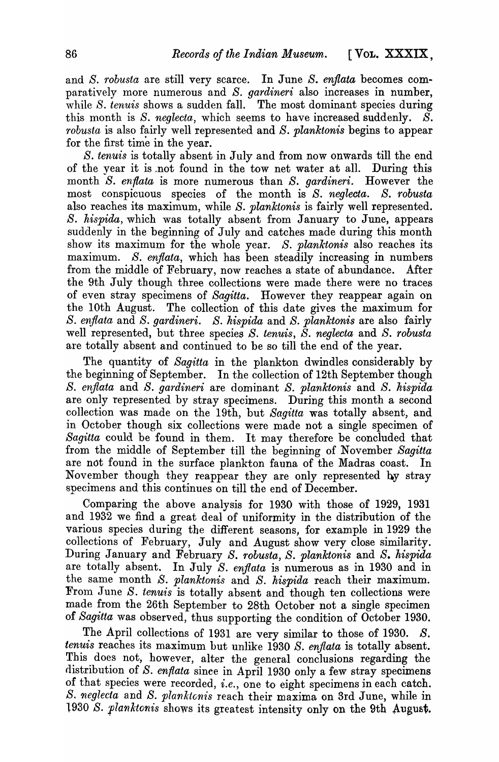and *S. robusta* are still very scarce. In June *S. enflata* becomes comparatively more numerous and *S. gardineri* also increases in number, while *S. tenuis* shows a sudden fall. The most dominant species during this month is *S. neglecta*, which seems to have increased suddenly. *S. robusta* is also fairly well represented and *S. planktonis* begins to appear for the first time in the year.

*S. tenuis* is totally absent in July and from now onwards till the end of the year it is not found in the tow net water at all. During this month *S. enflata* is more numerous than *S. gardineri*. However the most conspicuous species of the month is *S. neglecta*. *S. robusta* also reaches its maximum, while *S. planktonis* is fairly well represented. *S. hispida*, which was totally absent from January to June, appears suddenly in the beginning of July and catches made during this month show its maximum for the whole year. *S. planktonis* also reaches its maximum. *S. enflata*, which has been steadily increasing in numbers from the middle of February, now reaches a state of abundance. After the 9th July though three collections were made there were no traces of even stray specimens of *Sagitta*. However they reappear again on the 10th August. The collection of this date gives the maximum for *S. enflata* and *S. gardineri*. *S. hispida* and *S. planktonis* are also fairly well represented, but three species *S. tenuis*, *S. neglecta* and *S. robusta* are totally absent and continued to be so till the end of the year.

The quantity of *Sagitta* in the plankton dwindles considerably by the beginning of September. In the collection of 12th September though *S. enflata* and *S. gardineri* are dominant *S. planktonis* and *S. hispida* are only represented by stray specimens. During this month a second collection was made on the 19th, but *Sagitta* was totally absent, and in October though six collections were made not a single specimen of *Sagitta* could be found in them. It may therefore be concluded that from the middle of September till the beginning of November *Sagitta* are not found in the surface plankton fauna of the Madras coast. In November though they reappear they are only represented by stray specimens and this continues on till the end of December.

Comparing the above analysis for 1930 with those of 1929, 1931 and 1932 we find a great deal of uniformity in the distribution of the various species during the different seasons, for example in 1929 the collections of February, July and August show very close similarity. During January and February *S. robusta*, *S. planktonis* and *S. hispida* are totally absent. In July *S. enflata* is numerous as in 1930 and in the same month *S. planktonis* and *S. hispida* reach their maximum. From June *S. tenuis* is totally absent and though ten collections were made from the 26th September to 28th October not a single specimen of *Sagitta* was observed, thus supporting the condition of October 1930.

The April collections of 1931 are very similar to those of 1930. *S. tenuis* reaches its maximum but unlike 1930 *S. enflata* is totally absent. This does not, however, alter the general conclusions regarding the distribution of *S. enflata* since in April 1930 only a few stray specimens of that species were recorded, *i.e.*, one to eight specimens in each catch. *S. neglecta* and *S. planktonis* reach their maxima on 3rd June, while in 1930 *S. planktonis* shows its greatest intensity only on the 9th August.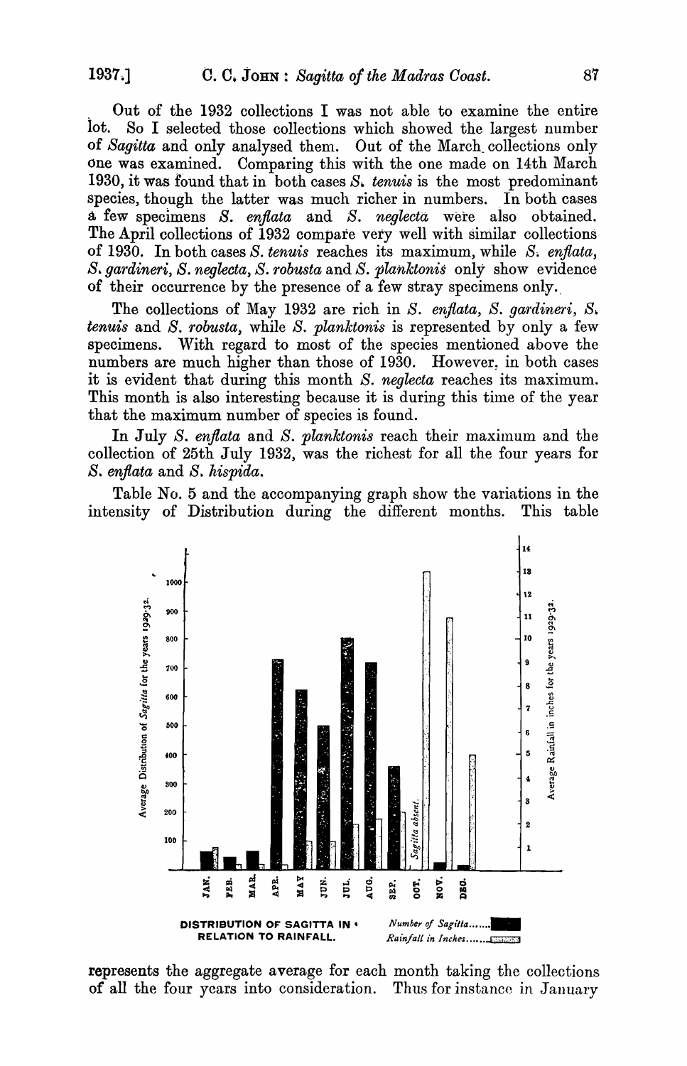Out of the 1932 collections I was not able to examine the entire lot. So I selected those collections which showed the largest number of *Sagitta* and only analysed them. Out of the March collections only one was examined. Comparing this with the one made on 14th March 1930, it was found that in both cases *S. tenuis* is the most predominant species, though the latter was much richer in numbers. In both cases a few specimens *S. enflata* and *S. neglecta* were also obtained. The April collections of 1932 compare very well with similar collections of 1930. In both cases *S. tenuis* reaches its maximum, while *S. enflata*, *S. gardineri*, *S. neglecta*, *S. robusta* and *S. planktonis* only show evidence of their occurrence by the presence of a few stray specimens only.

The collections of May 1932 are rich in *S. enflata*, *S. gardineri*, *S. tenuis* and *S. robusta*, while *S. planktonis* is represented by only a few specimens. With regard to most of the species mentioned above the numbers are much higher than those of 1930. However, in both cases it is evident that during this month *S. neglecta* reaches its maximum. This month is also interesting because it is during this time of the year that the maximum number of species is found.

In July *S. enflata* and *S. planktonis* reach their maximum and the collection of 25th July 1932, was the richest for all the four years for *S. enflata* and *S. hispida*.

Table No. 5 and the accompanying graph show the variations in the intensity of Distribution during the different months. This table

**DISTRIBUTION OF SAGITTA IN RELATION TO RAINFALL.**

*Number of Sagitta* (black bars); *Rainfall in Inches* (white bars). Left axis: Average Distribution of *Sagitta* for the years 1929-32. Right axis: Average Rainfall in inches for the years 1929-32. Months: JAN., FEB., MAR., APR., MAY, JUN., JUL., AUG., SEP., OCT. (*Sagitta absent.*), NOV., DEC.

represents the aggregate average for each month taking the collections of all the four years into consideration. Thus for instance in January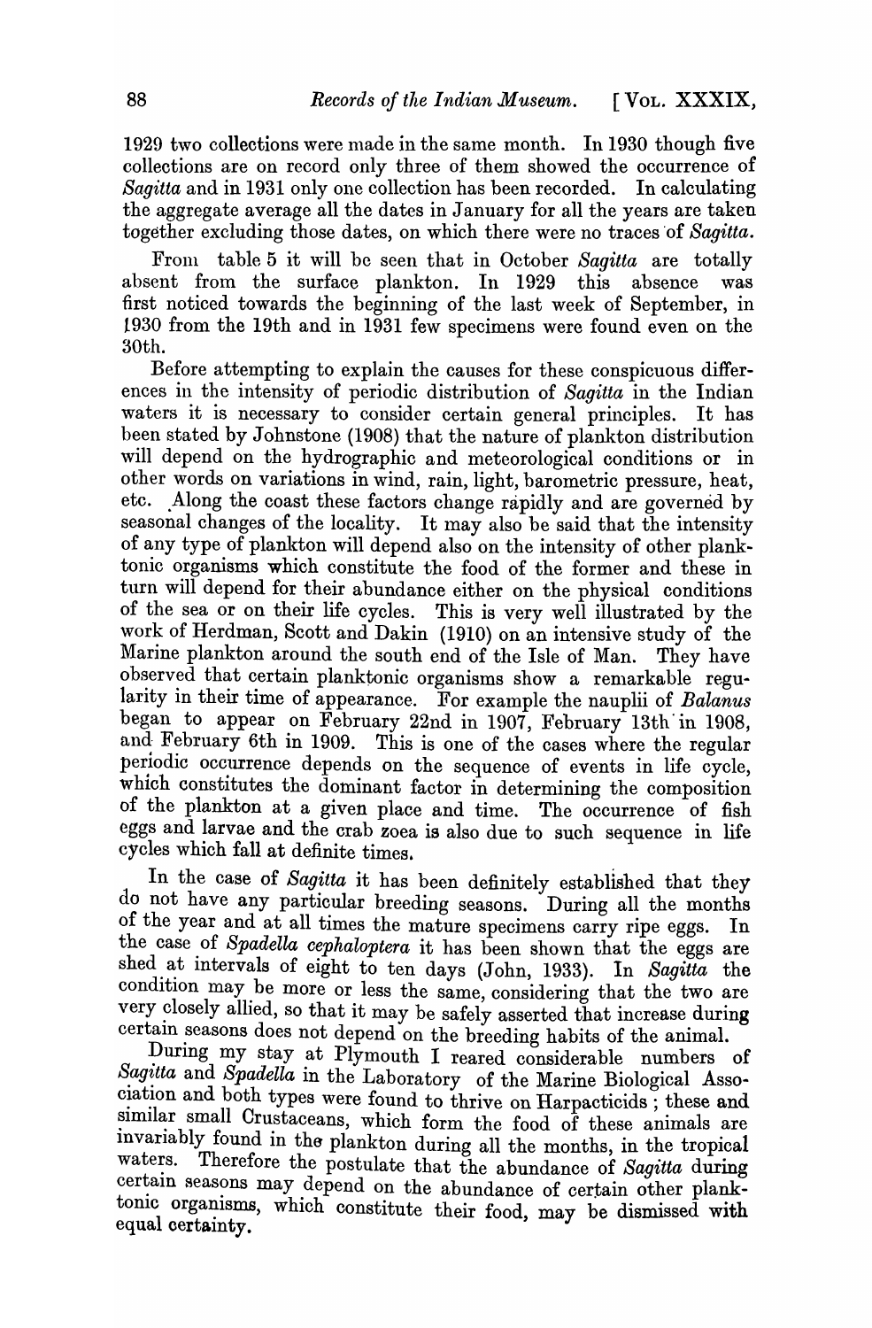1929 two collections were made in the same month. In 1930 though five collections are on record only three of them showed the occurrence of *Sagitta* and in 1931 only one collection has been recorded. In calculating the aggregate average all the dates in January for all the years are taken together excluding those dates, on which there were no traces of *Sagitta*.

From table 5 it will be seen that in October *Sagitta* are totally absent from the surface plankton. In 1929 this absence was first noticed towards the beginning of the last week of September, in 1930 from the 19th and in 1931 few specimens were found even on the 30th.

Before attempting to explain the causes for these conspicuous differences in the intensity of periodic distribution of *Sagitta* in the Indian waters it is necessary to consider certain general principles. It has been stated by Johnstone (1908) that the nature of plankton distribution will depend on the hydrographic and meteorological conditions or in other words on variations in wind, rain, light, barometric pressure, heat, etc. Along the coast these factors change rapidly and are governed by seasonal changes of the locality. It may also be said that the intensity of any type of plankton will depend also on the intensity of other planktonic organisms which constitute the food of the former and these in turn will depend for their abundance either on the physical conditions of the sea or on their life cycles. This is very well illustrated by the work of Herdman, Scott and Dakin (1910) on an intensive study of the Marine plankton around the south end of the Isle of Man. They have observed that certain planktonic organisms show a remarkable regularity in their time of appearance. For example the nauplii of *Balanus* began to appear on February 22nd in 1907, February 13th in 1908, and February 6th in 1909. This is one of the cases where the regular periodic occurrence depends on the sequence of events in life cycle, which constitutes the dominant factor in determining the composition of the plankton at a given place and time. The occurrence of fish eggs and larvae and the crab zoea is also due to such sequence in life cycles which fall at definite times.

In the case of *Sagitta* it has been definitely established that they do not have any particular breeding seasons. During all the months of the year and at all times the mature specimens carry ripe eggs. In the case of *Spadella cephaloptera* it has been shown that the eggs are shed at intervals of eight to ten days (John, 1933). In *Sagitta* the condition may be more or less the same, considering that the two are very closely allied, so that it may be safely asserted that increase during certain seasons does not depend on the breeding habits of the animal.

During my stay at Plymouth I reared considerable numbers of *Sagitta* and *Spadella* in the Laboratory of the Marine Biological Association and both types were found to thrive on Harpacticids ; these and similar small Crustaceans, which form the food of these animals are invariably found in the plankton during all the months, in the tropical waters. Therefore the postulate that the abundance of *Sagitta* during certain seasons may depend on the abundance of certain other planktonic organisms, which constitute their food, may be dismissed with equal certainty.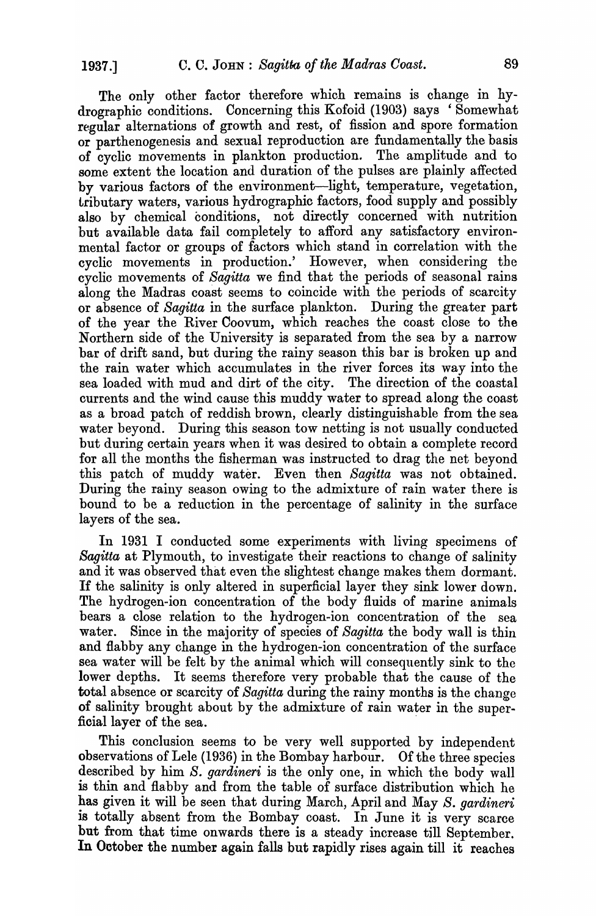The only other factor therefore which remains is change in hydrographic conditions. Concerning this Kofoid (1903) says 'Somewhat regular alternations of growth and rest, of fission and spore formation or parthenogenesis and sexual reproduction are fundamentally the basis of cyclic movements in plankton production. The amplitude and to some extent the location and duration of the pulses are plainly affected by various factors of the environment—light, temperature, vegetation, tributary waters, various hydrographic factors, food supply and possibly also by chemical conditions, not directly concerned with nutrition but available data fail completely to afford any satisfactory environmental factor or groups of factors which stand in correlation with the cyclic movements in production.' However, when considering the cyclic movements of *Sagitta* we find that the periods of seasonal rains along the Madras coast seems to coincide with the periods of scarcity or absence of *Sagitta* in the surface plankton. During the greater part of the year the River Coovum, which reaches the coast close to the Northern side of the University is separated from the sea by a narrow bar of drift sand, but during the rainy season this bar is broken up and the rain water which accumulates in the river forces its way into the sea loaded with mud and dirt of the city. The direction of the coastal currents and the wind cause this muddy water to spread along the coast as a broad patch of reddish brown, clearly distinguishable from the sea water beyond. During this season tow netting is not usually conducted but during certain years when it was desired to obtain a complete record for all the months the fisherman was instructed to drag the net beyond this patch of muddy water. Even then *Sagitta* was not obtained. During the rainy season owing to the admixture of rain water there is bound to be a reduction in the percentage of salinity in the surface layers of the sea.

In 1931 I conducted some experiments with living specimens of *Sagitta* at Plymouth, to investigate their reactions to change of salinity and it was observed that even the slightest change makes them dormant. If the salinity is only altered in superficial layer they sink lower down. The hydrogen-ion concentration of the body fluids of marine animals bears a close relation to the hydrogen-ion concentration of the sea water. Since in the majority of species of *Sagitta* the body wall is thin and flabby any change in the hydrogen-ion concentration of the surface sea water will be felt by the animal which will consequently sink to the lower depths. It seems therefore very probable that the cause of the total absence or scarcity of *Sagitta* during the rainy months is the change of salinity brought about by the admixture of rain water in the superficial layer of the sea.

This conclusion seems to be very well supported by independent observations of Lele (1936) in the Bombay harbour. Of the three species described by him *S. gardineri* is the only one, in which the body wall is thin and flabby and from the table of surface distribution which he has given it will be seen that during March, April and May *S. gardineri* is totally absent from the Bombay coast. In June it is very scarce but from that time onwards there is a steady increase till September. In October the number again falls but rapidly rises again till it reaches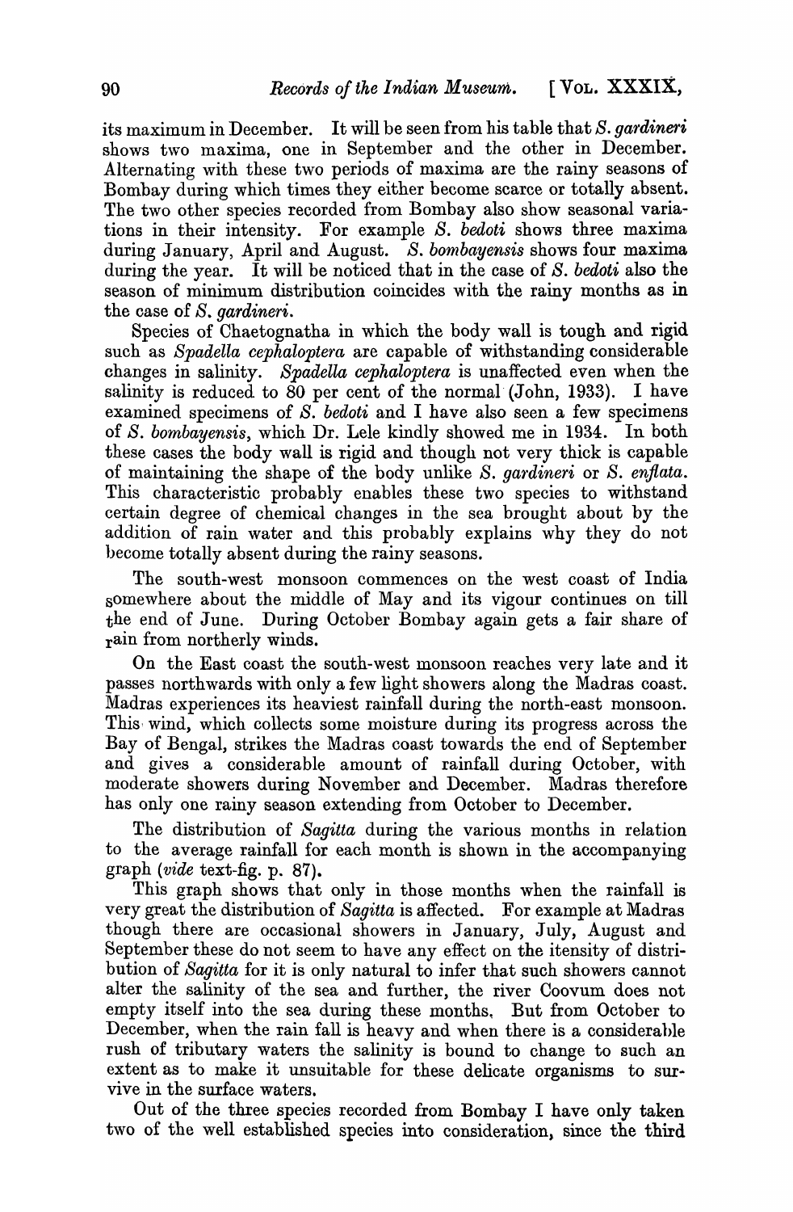its maximum in December. It will be seen from his table that *S. gardineri* shows two maxima, one in September and the other in December. Alternating with these two periods of maxima are the rainy seasons of Bombay during which times they either become scarce or totally absent. The two other species recorded from Bombay also show seasonal variations in their intensity. For example *S. bedoti* shows three maxima during January, April and August. *S. bombayensis* shows four maxima during the year. It will be noticed that in the case of *S. bedoti* also the season of minimum distribution coincides with the rainy months as in the case of *S. gardineri*.

Species of Chaetognatha in which the body wall is tough and rigid such as *Spadella cephaloptera* are capable of withstanding considerable changes in salinity. *Spadella cephaloptera* is unaffected even when the salinity is reduced to 80 per cent of the normal (John, 1933). I have examined specimens of *S. bedoti* and I have also seen a few specimens of *S. bombayensis*, which Dr. Lele kindly showed me in 1934. In both these cases the body wall is rigid and though not very thick is capable of maintaining the shape of the body unlike *S. gardineri* or *S. enflata*. This characteristic probably enables these two species to withstand certain degree of chemical changes in the sea brought about by the addition of rain water and this probably explains why they do not become totally absent during the rainy seasons.

The south-west monsoon commences on the west coast of India somewhere about the middle of May and its vigour continues on till the end of June. During October Bombay again gets a fair share of rain from northerly winds.

On the East coast the south-west monsoon reaches very late and it passes northwards with only a few light showers along the Madras coast. Madras experiences its heaviest rainfall during the north-east monsoon. This wind, which collects some moisture during its progress across the Bay of Bengal, strikes the Madras coast towards the end of September and gives a considerable amount of rainfall during October, with moderate showers during November and December. Madras therefore has only one rainy season extending from October to December.

The distribution of *Sagitta* during the various months in relation to the average rainfall for each month is shown in the accompanying graph (*vide* text-fig. p. 87).

This graph shows that only in those months when the rainfall is very great the distribution of *Sagitta* is affected. For example at Madras though there are occasional showers in January, July, August and September these do not seem to have any effect on the itensity of distribution of *Sagitta* for it is only natural to infer that such showers cannot alter the salinity of the sea and further, the river Coovum does not empty itself into the sea during these months. But from October to December, when the rain fall is heavy and when there is a considerable rush of tributary waters the salinity is bound to change to such an extent as to make it unsuitable for these delicate organisms to survive in the surface waters.

Out of the three species recorded from Bombay I have only taken two of the well established species into consideration, since the third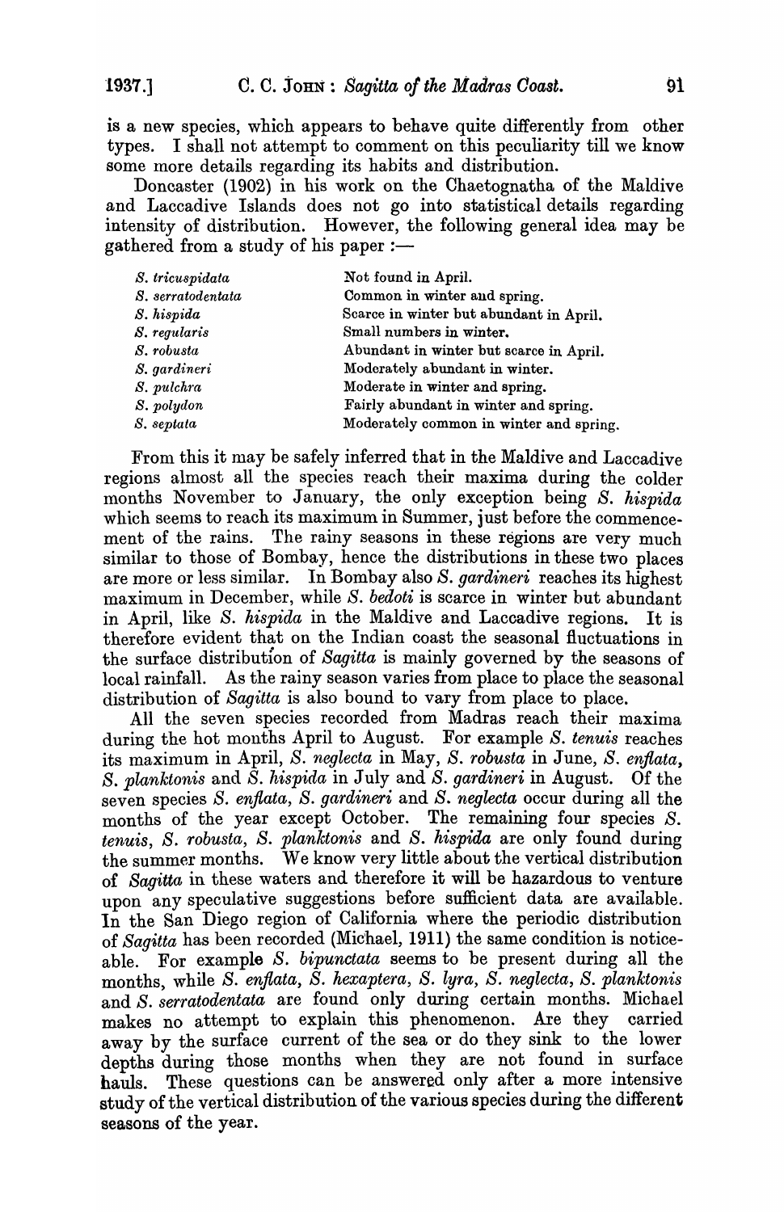is a new species, which appears to behave quite differently from other types. I shall not attempt to comment on this peculiarity till we know some more details regarding its habits and distribution.

Doncaster (1902) in his work on the Chaetognatha of the Maldive and Laccadive Islands does not go into statistical details regarding intensity of distribution. However, the following general idea may be gathered from a study of his paper :—

| | |
|---|---|
| *S. tricuspidata* | Not found in April. |
| *S. serratodentata* | Common in winter and spring. |
| *S. hispida* | Scarce in winter but abundant in April. |
| *S. regularis* | Small numbers in winter. |
| *S. robusta* | Abundant in winter but scarce in April. |
| *S. gardineri* | Moderately abundant in winter. |
| *S. pulchra* | Moderate in winter and spring. |
| *S. polydon* | Fairly abundant in winter and spring. |
| *S. septata* | Moderately common in winter and spring. |

From this it may be safely inferred that in the Maldive and Laccadive regions almost all the species reach their maxima during the colder months November to January, the only exception being *S. hispida* which seems to reach its maximum in Summer, just before the commencement of the rains. The rainy seasons in these regions are very much similar to those of Bombay, hence the distributions in these two places are more or less similar. In Bombay also *S. gardineri* reaches its highest maximum in December, while *S. bedoti* is scarce in winter but abundant in April, like *S. hispida* in the Maldive and Laccadive regions. It is therefore evident that on the Indian coast the seasonal fluctuations in the surface distribution of *Sagitta* is mainly governed by the seasons of local rainfall. As the rainy season varies from place to place the seasonal distribution of *Sagitta* is also bound to vary from place to place.

All the seven species recorded from Madras reach their maxima during the hot months April to August. For example *S. tenuis* reaches its maximum in April, *S. neglecta* in May, *S. robusta* in June, *S. enflata*, *S. planktonis* and *S. hispida* in July and *S. gardineri* in August. Of the seven species *S. enflata*, *S. gardineri* and *S. neglecta* occur during all the months of the year except October. The remaining four species *S. tenuis*, *S. robusta*, *S. planktonis* and *S. hispida* are only found during the summer months. We know very little about the vertical distribution of *Sagitta* in these waters and therefore it will be hazardous to venture upon any speculative suggestions before sufficient data are available. In the San Diego region of California where the periodic distribution of *Sagitta* has been recorded (Michael, 1911) the same condition is noticeable. For example *S. bipunctata* seems to be present during all the months, while *S. enflata*, *S. hexaptera*, *S. lyra*, *S. neglecta*, *S. planktonis* and *S. serratodentata* are found only during certain months. Michael makes no attempt to explain this phenomenon. Are they carried away by the surface current of the sea or do they sink to the lower depths during those months when they are not found in surface hauls. These questions can be answered only after a more intensive study of the vertical distribution of the various species during the different seasons of the year.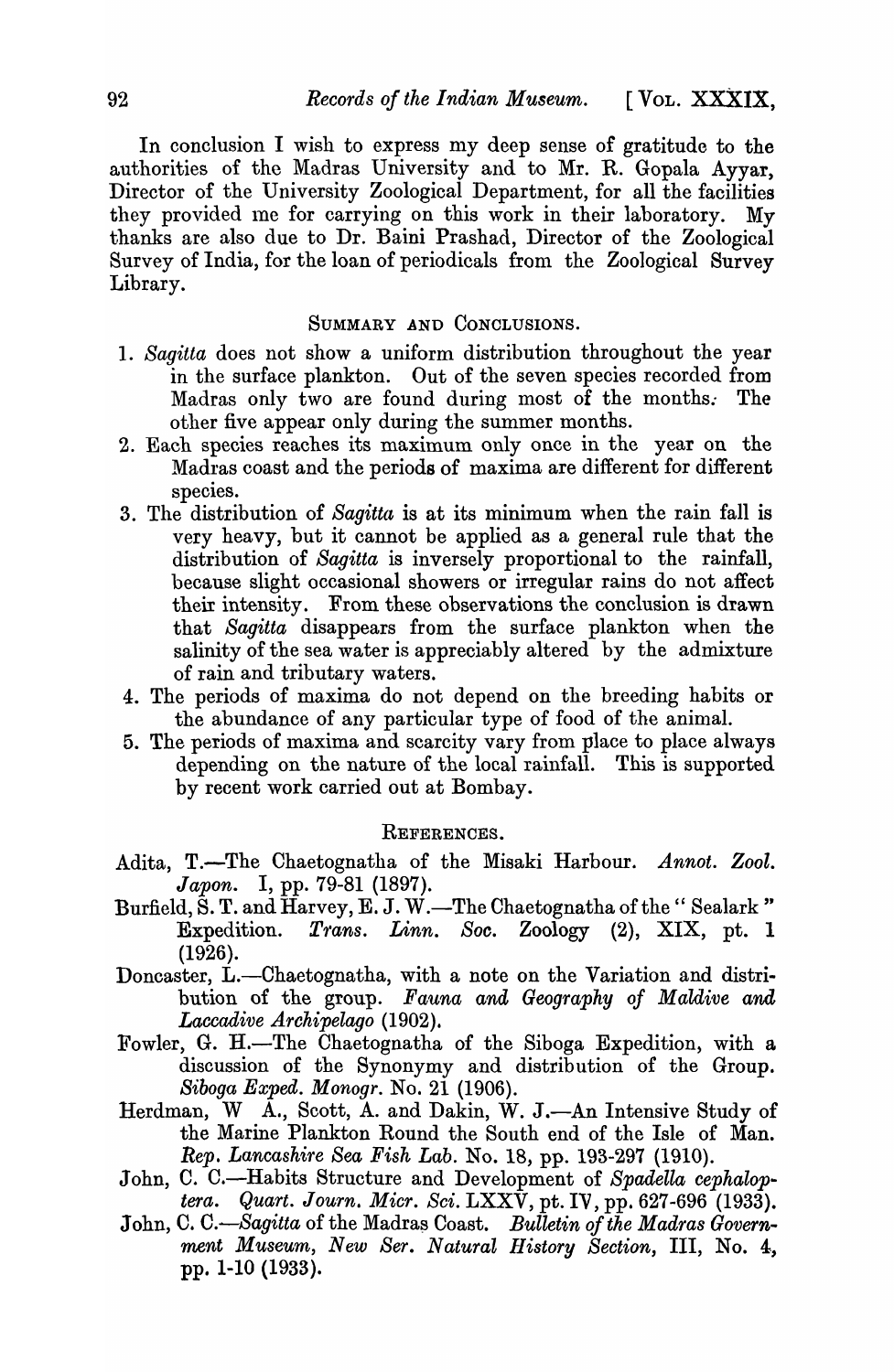In conclusion I wish to express my deep sense of gratitude to the authorities of the Madras University and to Mr. R. Gopala Ayyar, Director of the University Zoological Department, for all the facilities they provided me for carrying on this work in their laboratory. My thanks are also due to Dr. Baini Prashad, Director of the Zoological Survey of India, for the loan of periodicals from the Zoological Survey Library.

## SUMMARY AND CONCLUSIONS.

1. *Sagitta* does not show a uniform distribution throughout the year in the surface plankton. Out of the seven species recorded from Madras only two are found during most of the months. The other five appear only during the summer months.
2. Each species reaches its maximum only once in the year on the Madras coast and the periods of maxima are different for different species.
3. The distribution of *Sagitta* is at its minimum when the rain fall is very heavy, but it cannot be applied as a general rule that the distribution of *Sagitta* is inversely proportional to the rainfall, because slight occasional showers or irregular rains do not affect their intensity. From these observations the conclusion is drawn that *Sagitta* disappears from the surface plankton when the salinity of the sea water is appreciably altered by the admixture of rain and tributary waters.
4. The periods of maxima do not depend on the breeding habits or the abundance of any particular type of food of the animal.
5. The periods of maxima and scarcity vary from place to place always depending on the nature of the local rainfall. This is supported by recent work carried out at Bombay.

## REFERENCES.

Adita, T.—The Chaetognatha of the Misaki Harbour. *Annot. Zool. Japon.* I, pp. 79-81 (1897).

Burfield, S. T. and Harvey, E. J. W.—The Chaetognatha of the " Sealark " Expedition. *Trans. Linn. Soc.* Zoology (2), XIX, pt. 1 (1926).

Doncaster, L.—Chaetognatha, with a note on the Variation and distribution of the group. *Fauna and Geography of Maldive and Laccadive Archipelago* (1902).

Fowler, G. H.—The Chaetognatha of the Siboga Expedition, with a discussion of the Synonymy and distribution of the Group. *Siboga Exped. Monogr.* No. 21 (1906).

Herdman, W A., Scott, A. and Dakin, W. J.—An Intensive Study of the Marine Plankton Round the South end of the Isle of Man. *Rep. Lancashire Sea Fish Lab.* No. 18, pp. 193-297 (1910).

John, C. C.—Habits Structure and Development of *Spadella cephaloptera*. *Quart. Journ. Micr. Sci.* LXXV, pt. IV, pp. 627-696 (1933).

John, C. C.—*Sagitta* of the Madras Coast. *Bulletin of the Madras Government Museum, New Ser. Natural History Section*, III, No. 4, pp. 1-10 (1933).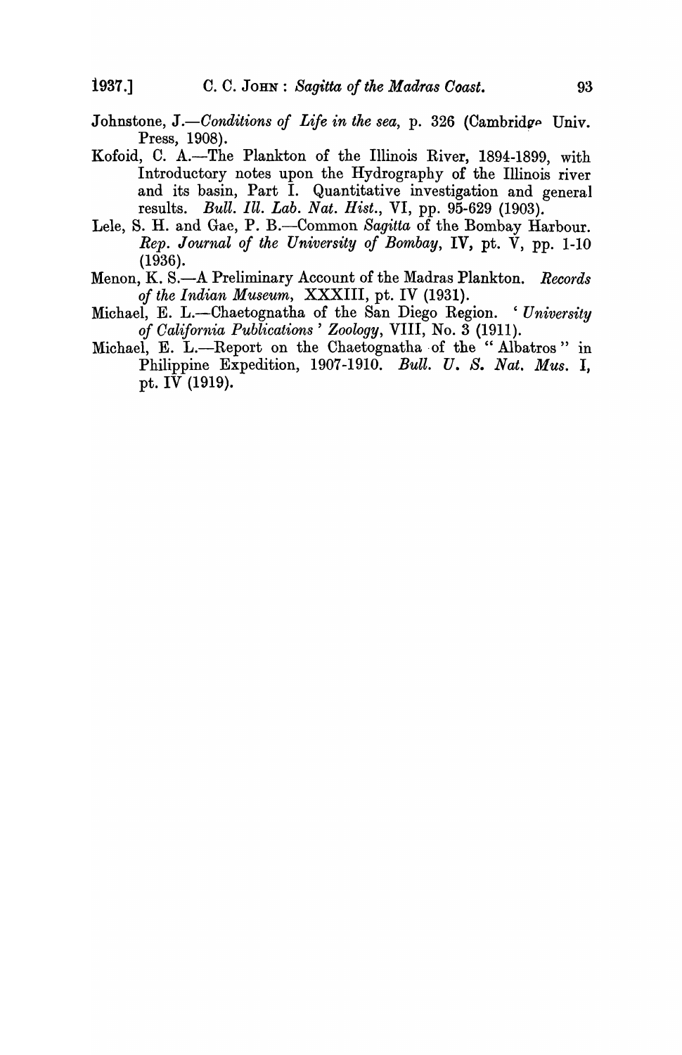Johnstone, J.—*Conditions of Life in the sea*, p. 326 (Cambridge Univ. Press, 1908).

Kofoid, C. A.—The Plankton of the Illinois River, 1894-1899, with Introductory notes upon the Hydrography of the Illinois river and its basin, Part I. Quantitative investigation and general results. *Bull. Ill. Lab. Nat. Hist.*, VI, pp. 95-629 (1903).

Lele, S. H. and Gae, P. B.—Common *Sagitta* of the Bombay Harbour. *Rep. Journal of the University of Bombay*, IV, pt. V, pp. 1-10 (1936).

Menon, K. S.—A Preliminary Account of the Madras Plankton. *Records of the Indian Museum*, XXXIII, pt. IV (1931).

Michael, E. L.—Chaetognatha of the San Diego Region. '*University of California Publications*' *Zoology*, VIII, No. 3 (1911).

Michael, E. L.—Report on the Chaetognatha of the "Albatros" in Philippine Expedition, 1907-1910. *Bull. U. S. Nat. Mus.* I, pt. IV (1919).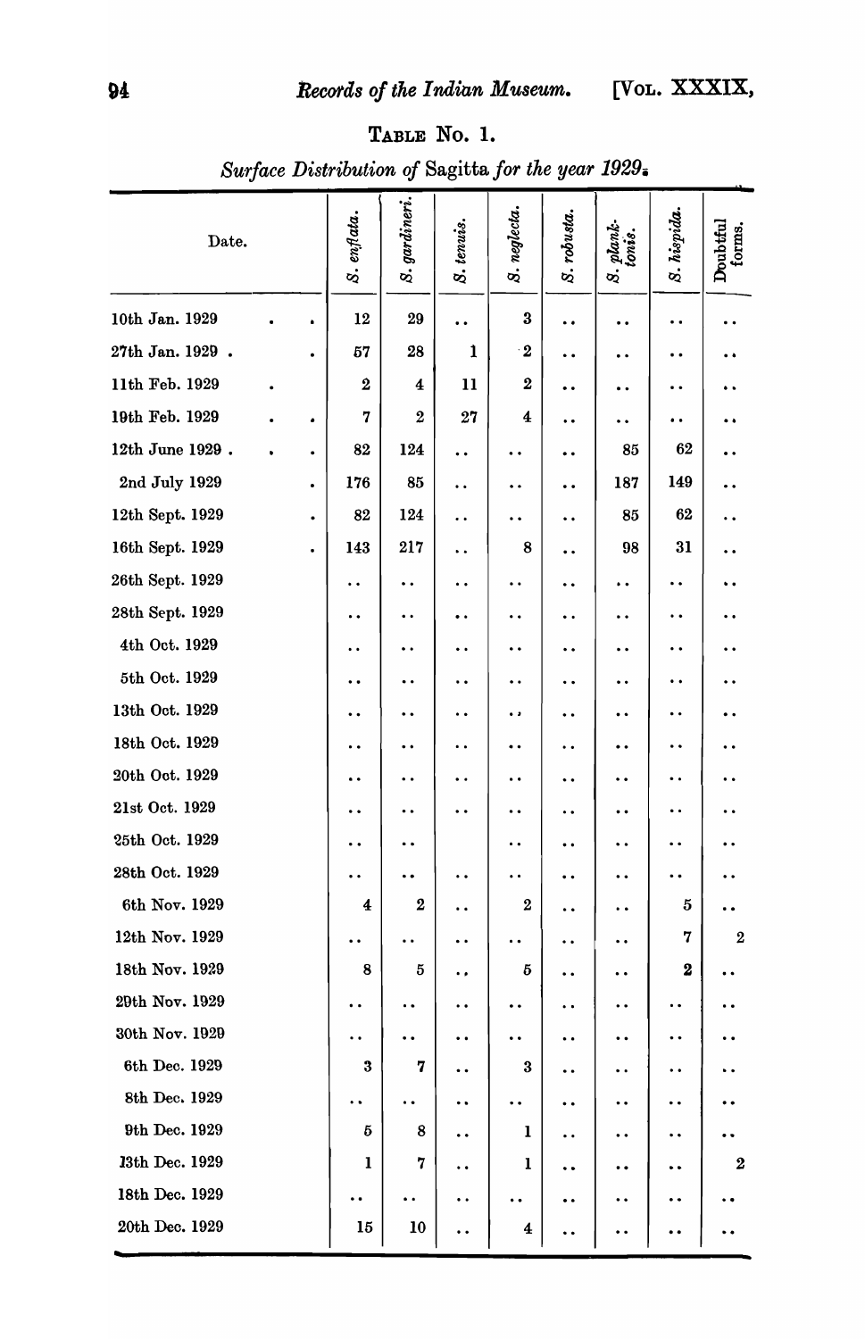TABLE No. 1.

*Surface Distribution of* Sagitta *for the year 1929.*

| Date. | *S. enflata.* | *S. gardineri.* | *S. tenuis.* | *S. neglecta.* | *S. robusta.* | *S. planktonis.* | *S. hispida.* | Doubtful forms. |
|---|---|---|---|---|---|---|---|---|
| 10th Jan. 1929 | 12 | 29 | .. | 3 | .. | .. | .. | .. |
| 27th Jan. 1929 | 57 | 28 | 1 | 2 | .. | .. | .. | .. |
| 11th Feb. 1929 | 2 | 4 | 11 | 2 | .. | .. | .. | .. |
| 19th Feb. 1929 | 7 | 2 | 27 | 4 | .. | .. | .. | .. |
| 12th June 1929 | 82 | 124 | .. | .. | .. | 85 | 62 | .. |
| 2nd July 1929 | 176 | 85 | .. | .. | .. | 187 | 149 | .. |
| 12th Sept. 1929 | 82 | 124 | .. | .. | .. | 85 | 62 | .. |
| 16th Sept. 1929 | 143 | 217 | .. | 8 | .. | 98 | 31 | .. |
| 26th Sept. 1929 | .. | .. | .. | .. | .. | .. | .. | .. |
| 28th Sept. 1929 | .. | .. | .. | .. | .. | .. | .. | .. |
| 4th Oct. 1929 | .. | .. | .. | .. | .. | .. | .. | .. |
| 5th Oct. 1929 | .. | .. | .. | .. | .. | .. | .. | .. |
| 13th Oct. 1929 | .. | .. | .. | .. | .. | .. | .. | .. |
| 18th Oct. 1929 | .. | .. | .. | .. | .. | .. | .. | .. |
| 20th Oct. 1929 | .. | .. | .. | .. | .. | .. | .. | .. |
| 21st Oct. 1929 | .. | .. | .. | .. | .. | .. | .. | .. |
| 25th Oct. 1929 | .. | .. | | .. | .. | .. | .. | .. |
| 28th Oct. 1929 | .. | .. | .. | .. | .. | .. | .. | .. |
| 6th Nov. 1929 | 4 | 2 | .. | 2 | .. | .. | 5 | .. |
| 12th Nov. 1929 | .. | .. | .. | .. | .. | .. | 7 | 2 |
| 18th Nov. 1929 | 8 | 5 | .. | 5 | .. | .. | 2 | .. |
| 29th Nov. 1929 | .. | .. | .. | .. | .. | .. | .. | .. |
| 30th Nov. 1929 | .. | .. | .. | .. | .. | .. | .. | .. |
| 6th Dec. 1929 | 3 | 7 | .. | 3 | .. | .. | .. | .. |
| 8th Dec. 1929 | .. | .. | .. | .. | .. | .. | .. | .. |
| 9th Dec. 1929 | 5 | 8 | .. | 1 | .. | .. | .. | .. |
| 13th Dec. 1929 | 1 | 7 | .. | 1 | .. | .. | .. | 2 |
| 18th Dec. 1929 | .. | .. | .. | .. | .. | .. | .. | .. |
| 20th Dec. 1929 | 15 | 10 | .. | 4 | .. | .. | .. | .. |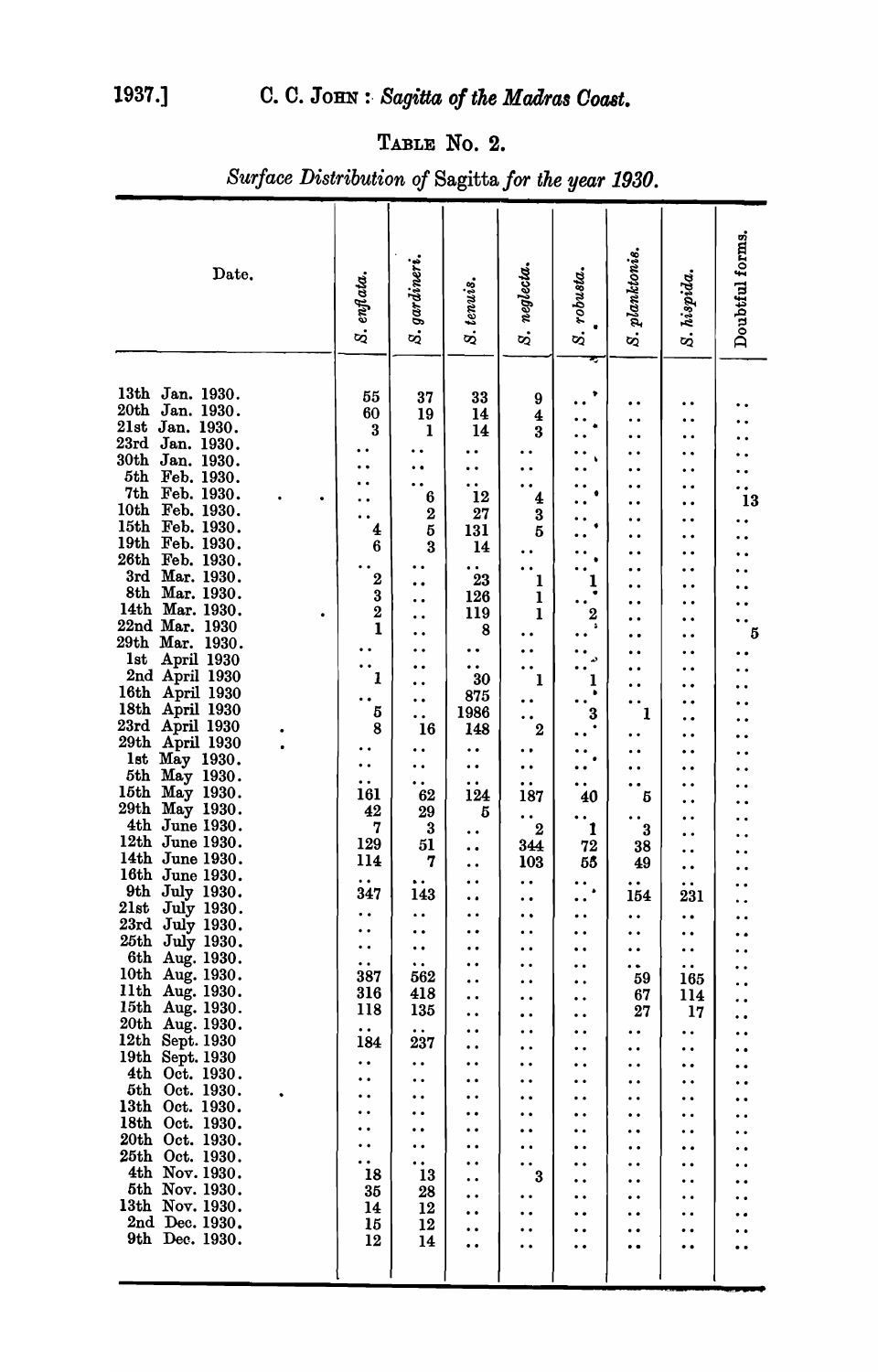TABLE No. 2.

*Surface Distribution of* Sagitta *for the year 1930.*

| Date. | *S. enflata.* | *S. gardineri.* | *S. tenuis.* | *S. neglecta.* | *S. robusta.* | *S. planktonis.* | *S. hispida.* | Doubtful forms. |
|---|---|---|---|---|---|---|---|---|
| 13th Jan. 1930. | 55 | 37 | 33 | 9 | .. | .. | .. | .. |
| 20th Jan. 1930. | 60 | 19 | 14 | 4 | .. | .. | .. | .. |
| 21st Jan. 1930. | 3 | 1 | 14 | 3 | .. | .. | .. | .. |
| 23rd Jan. 1930. | .. | .. | .. | .. | .. | .. | .. | .. |
| 30th Jan. 1930. | .. | .. | .. | .. | .. | .. | .. | .. |
| 5th Feb. 1930. | .. | .. | .. | .. | .. | .. | .. | .. |
| 7th Feb. 1930. | .. | 6 | 12 | 4 | .. | .. | .. | 13 |
| 10th Feb. 1930. | .. | 2 | 27 | 3 | .. | .. | .. | .. |
| 15th Feb. 1930. | 4 | 5 | 131 | 5 | .. | .. | .. | .. |
| 19th Feb. 1930. | 6 | 3 | 14 | .. | .. | .. | .. | .. |
| 26th Feb. 1930. | .. | .. | .. | .. | .. | .. | .. | .. |
| 3rd Mar. 1930. | 2 | .. | 23 | 1 | 1 | .. | .. | .. |
| 8th Mar. 1930. | 3 | .. | 126 | 1 | .. | .. | .. | .. |
| 14th Mar. 1930. | 2 | .. | 119 | 1 | 2 | .. | .. | .. |
| 22nd Mar. 1930 | 1 | .. | 8 | .. | .. | .. | .. | 5 |
| 29th Mar. 1930. | .. | .. | .. | .. | .. | .. | .. | .. |
| 1st April 1930 | .. | .. | .. | .. | .. | .. | .. | .. |
| 2nd April 1930 | 1 | .. | 30 | 1 | 1 | .. | .. | .. |
| 16th April 1930 | .. | .. | 875 | .. | .. | .. | .. | .. |
| 18th April 1930 | 5 | .. | 1986 | .. | 3 | 1 | .. | .. |
| 23rd April 1930 | 8 | 16 | 148 | 2 | .. | .. | .. | .. |
| 29th April 1930 | .. | .. | .. | .. | .. | .. | .. | .. |
| 1st May 1930. | .. | .. | .. | .. | .. | .. | .. | .. |
| 5th May 1930. | .. | .. | .. | .. | .. | .. | .. | .. |
| 15th May 1930. | 161 | 62 | 124 | 187 | 40 | 5 | .. | .. |
| 29th May 1930. | 42 | 29 | 5 | .. | .. | .. | .. | .. |
| 4th June 1930. | 7 | 3 | .. | 2 | 1 | 3 | .. | .. |
| 12th June 1930. | 129 | 51 | .. | 344 | 72 | 38 | .. | .. |
| 14th June 1930. | 114 | 7 | .. | 103 | 55 | 49 | .. | .. |
| 16th June 1930. | .. | .. | .. | .. | .. | .. | .. | .. |
| 9th July 1930. | 347 | 143 | .. | .. | .. | 154 | 231 | .. |
| 21st July 1930. | .. | .. | .. | .. | .. | .. | .. | .. |
| 23rd July 1930. | .. | .. | .. | .. | .. | .. | .. | .. |
| 25th July 1930. | .. | .. | .. | .. | .. | .. | .. | .. |
| 6th Aug. 1930. | .. | .. | .. | .. | .. | .. | .. | .. |
| 10th Aug. 1930. | 387 | 562 | .. | .. | .. | 59 | 165 | .. |
| 11th Aug. 1930. | 316 | 418 | .. | .. | .. | 67 | 114 | .. |
| 15th Aug. 1930. | 118 | 135 | .. | .. | .. | 27 | 17 | .. |
| 20th Aug. 1930. | .. | .. | .. | .. | .. | .. | .. | .. |
| 12th Sept. 1930 | 184 | 237 | .. | .. | .. | .. | .. | .. |
| 19th Sept. 1930 | .. | .. | .. | .. | .. | .. | .. | .. |
| 4th Oct. 1930. | .. | .. | .. | .. | .. | .. | .. | .. |
| 5th Oct. 1930. | .. | .. | .. | .. | .. | .. | .. | .. |
| 13th Oct. 1930. | .. | .. | .. | .. | .. | .. | .. | .. |
| 18th Oct. 1930. | .. | .. | .. | .. | .. | .. | .. | .. |
| 20th Oct. 1930. | .. | .. | .. | .. | .. | .. | .. | .. |
| 25th Oct. 1930. | .. | .. | .. | .. | .. | .. | .. | .. |
| 4th Nov. 1930. | 18 | 13 | .. | 3 | .. | .. | .. | .. |
| 5th Nov. 1930. | 35 | 28 | .. | .. | .. | .. | .. | .. |
| 13th Nov. 1930. | 14 | 12 | .. | .. | .. | .. | .. | .. |
| 2nd Dec. 1930. | 15 | 12 | .. | .. | .. | .. | .. | .. |
| 9th Dec. 1930. | 12 | 14 | .. | .. | .. | .. | .. | .. |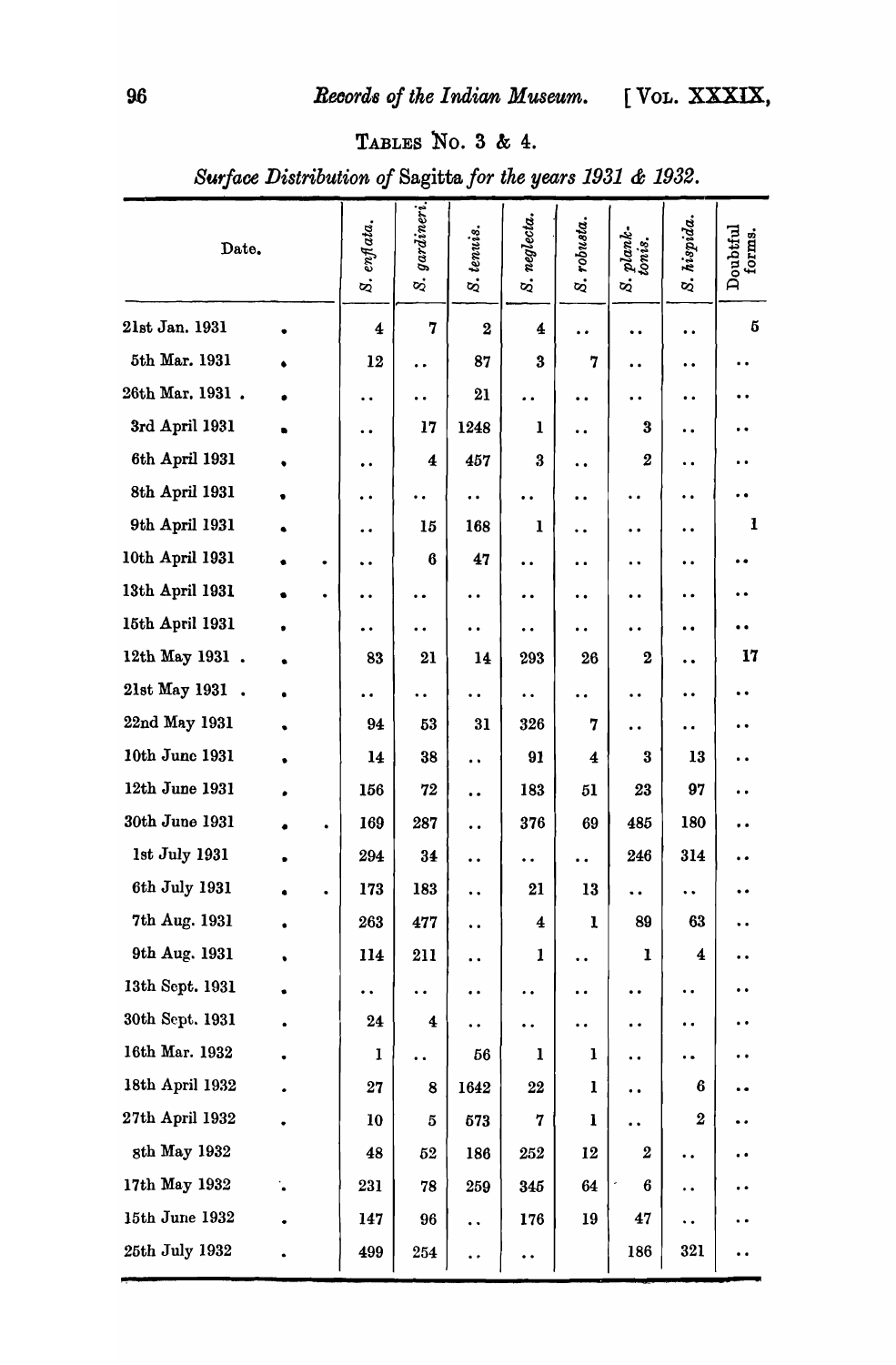## Tables No. 3 & 4.

*Surface Distribution of* Sagitta *for the years 1931 & 1932.*

| Date. | *S. enflata.* | *S. gardineri.* | *S. tenuis.* | *S. neglecta.* | *S. robusta.* | *S. planktonis.* | *S. hispida.* | Doubtful forms. |
|---|---|---|---|---|---|---|---|---|
| 21st Jan. 1931 | 4 | 7 | 2 | 4 | .. | .. | .. | 5 |
| 5th Mar. 1931 | 12 | .. | 87 | 3 | 7 | .. | .. | .. |
| 26th Mar. 1931 | .. | .. | 21 | .. | .. | .. | .. | .. |
| 3rd April 1931 | .. | 17 | 1248 | 1 | .. | 3 | .. | .. |
| 6th April 1931 | .. | 4 | 457 | 3 | .. | 2 | .. | .. |
| 8th April 1931 | .. | .. | .. | .. | .. | .. | .. | .. |
| 9th April 1931 | .. | 15 | 168 | 1 | .. | .. | .. | 1 |
| 10th April 1931 | .. | 6 | 47 | .. | .. | .. | .. | .. |
| 13th April 1931 | .. | .. | .. | .. | .. | .. | .. | .. |
| 15th April 1931 | .. | .. | .. | .. | .. | .. | .. | .. |
| 12th May 1931 | 83 | 21 | 14 | 293 | 26 | 2 | .. | 17 |
| 21st May 1931 | .. | .. | .. | .. | .. | .. | .. | .. |
| 22nd May 1931 | 94 | 53 | 31 | 326 | 7 | .. | .. | .. |
| 10th June 1931 | 14 | 38 | .. | 91 | 4 | 3 | 13 | .. |
| 12th June 1931 | 156 | 72 | .. | 183 | 51 | 23 | 97 | .. |
| 30th June 1931 | 169 | 287 | .. | 376 | 69 | 485 | 180 | .. |
| 1st July 1931 | 294 | 34 | .. | .. | .. | 246 | 314 | .. |
| 6th July 1931 | 173 | 183 | .. | 21 | 13 | .. | .. | .. |
| 7th Aug. 1931 | 263 | 477 | .. | 4 | 1 | 89 | 63 | .. |
| 9th Aug. 1931 | 114 | 211 | .. | 1 | .. | 1 | 4 | .. |
| 13th Sept. 1931 | .. | .. | .. | .. | .. | .. | .. | .. |
| 30th Sept. 1931 | 24 | 4 | .. | .. | .. | .. | .. | .. |
| 16th Mar. 1932 | 1 | .. | 56 | 1 | 1 | .. | .. | .. |
| 18th April 1932 | 27 | 8 | 1642 | 22 | 1 | .. | 6 | .. |
| 27th April 1932 | 10 | 5 | 573 | 7 | 1 | .. | 2 | .. |
| 8th May 1932 | 48 | 52 | 186 | 252 | 12 | 2 | .. | .. |
| 17th May 1932 | 231 | 78 | 259 | 345 | 64 | 6 | .. | .. |
| 15th June 1932 | 147 | 96 | .. | 176 | 19 | 47 | .. | .. |
| 25th July 1932 | 499 | 254 | .. | .. | | 186 | 321 | .. |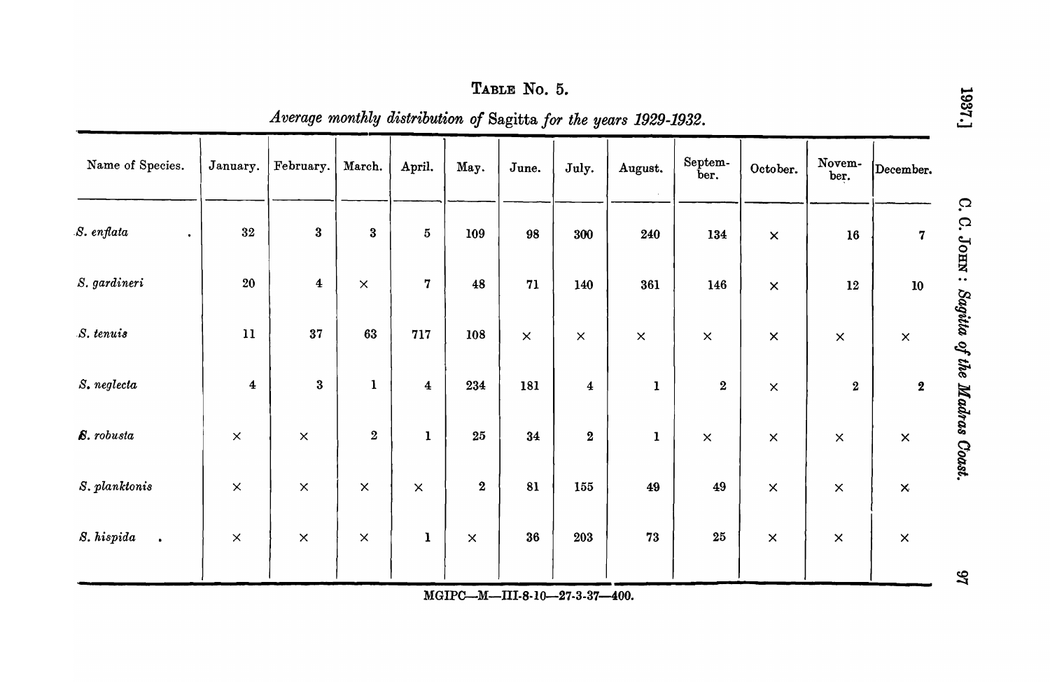## TABLE No. 5.

*Average monthly distribution of* Sagitta *for the years 1929-1932.*

| Name of Species. | January. | February. | March. | April. | May. | June. | July. | August. | September. | October. | November. | December. |
|---|---|---|---|---|---|---|---|---|---|---|---|---|
| *S. enflata* | 32 | 3 | 3 | 5 | 109 | 98 | 300 | 240 | 134 | × | 16 | 7 |
| *S. gardineri* | 20 | 4 | × | 7 | 48 | 71 | 140 | 361 | 146 | × | 12 | 10 |
| *S. tenuis* | 11 | 37 | 63 | 717 | 108 | × | × | × | × | × | × | × |
| *S. neglecta* | 4 | 3 | 1 | 4 | 234 | 181 | 4 | 1 | 2 | × | 2 | 2 |
| *S. robusta* | × | × | 2 | 1 | 25 | 34 | 2 | 1 | × | × | × | × |
| *S. planktonis* | × | × | × | × | 2 | 81 | 155 | 49 | 49 | × | × | × |
| *S. hispida* | × | × | × | 1 | × | 36 | 203 | 73 | 25 | × | × | × |

MGIPC—M—III-8-10—27-3-37—400.